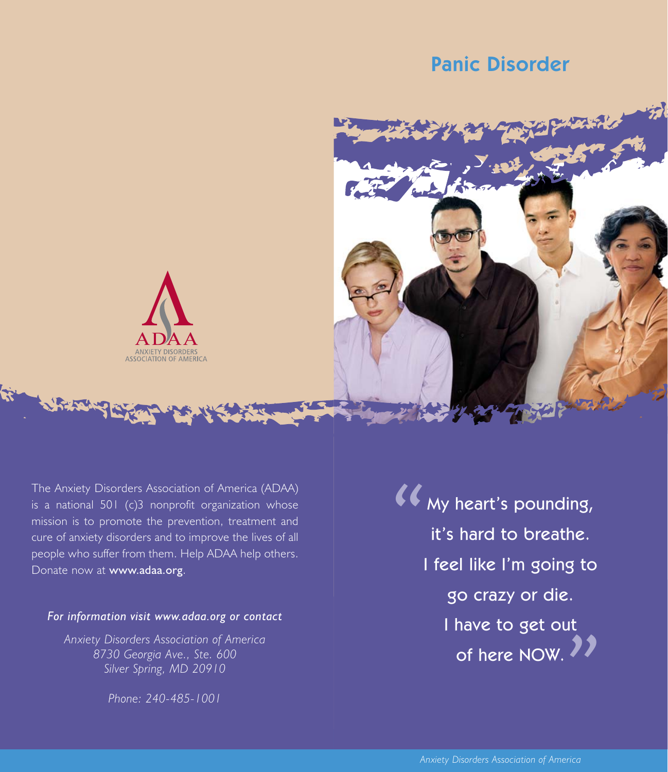# Panic Disorder

ADAA
ANXIETY DISORDERS
ASSOCIATION OF AMERICA

The Anxiety Disorders Association of America (ADAA) is a national 501 (c)3 nonprofit organization whose mission is to promote the prevention, treatment and cure of anxiety disorders and to improve the lives of all people who suffer from them. Help ADAA help others. Donate now at **www.adaa.org**.

***For information visit www.adaa.org or contact***

*Anxiety Disorders Association of America*
*8730 Georgia Ave., Ste. 600*
*Silver Spring, MD 20910*

*Phone: 240-485-1001*

**"My heart's pounding, it's hard to breathe. I feel like I'm going to go crazy or die. I have to get out of here NOW."**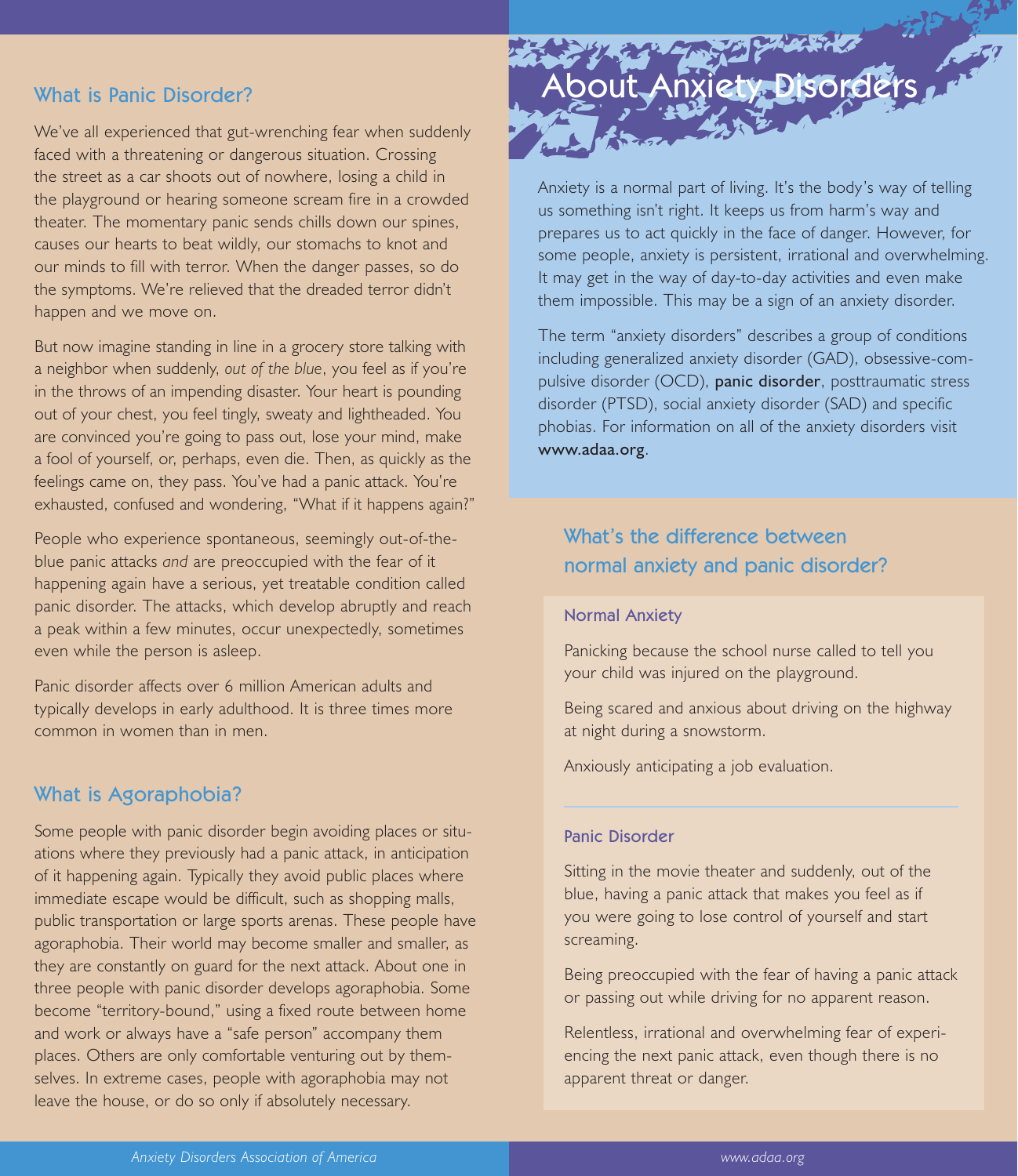## What is Panic Disorder?

We've all experienced that gut-wrenching fear when suddenly faced with a threatening or dangerous situation. Crossing the street as a car shoots out of nowhere, losing a child in the playground or hearing someone scream fire in a crowded theater. The momentary panic sends chills down our spines, causes our hearts to beat wildly, our stomachs to knot and our minds to fill with terror. When the danger passes, so do the symptoms. We're relieved that the dreaded terror didn't happen and we move on.

But now imagine standing in line in a grocery store talking with a neighbor when suddenly, *out of the blue*, you feel as if you're in the throws of an impending disaster. Your heart is pounding out of your chest, you feel tingly, sweaty and lightheaded. You are convinced you're going to pass out, lose your mind, make a fool of yourself, or, perhaps, even die. Then, as quickly as the feelings came on, they pass. You've had a panic attack. You're exhausted, confused and wondering, "What if it happens again?"

People who experience spontaneous, seemingly out-of-the-blue panic attacks *and* are preoccupied with the fear of it happening again have a serious, yet treatable condition called panic disorder. The attacks, which develop abruptly and reach a peak within a few minutes, occur unexpectedly, sometimes even while the person is asleep.

Panic disorder affects over 6 million American adults and typically develops in early adulthood. It is three times more common in women than in men.

## What is Agoraphobia?

Some people with panic disorder begin avoiding places or situations where they previously had a panic attack, in anticipation of it happening again. Typically they avoid public places where immediate escape would be difficult, such as shopping malls, public transportation or large sports arenas. These people have agoraphobia. Their world may become smaller and smaller, as they are constantly on guard for the next attack. About one in three people with panic disorder develops agoraphobia. Some become "territory-bound," using a fixed route between home and work or always have a "safe person" accompany them places. Others are only comfortable venturing out by themselves. In extreme cases, people with agoraphobia may not leave the house, or do so only if absolutely necessary.

# About Anxiety Disorders

Anxiety is a normal part of living. It's the body's way of telling us something isn't right. It keeps us from harm's way and prepares us to act quickly in the face of danger. However, for some people, anxiety is persistent, irrational and overwhelming. It may get in the way of day-to-day activities and even make them impossible. This may be a sign of an anxiety disorder.

The term "anxiety disorders" describes a group of conditions including generalized anxiety disorder (GAD), obsessive-compulsive disorder (OCD), **panic disorder**, posttraumatic stress disorder (PTSD), social anxiety disorder (SAD) and specific phobias. For information on all of the anxiety disorders visit **www.adaa.org**.

## What's the difference between normal anxiety and panic disorder?

### Normal Anxiety

Panicking because the school nurse called to tell you your child was injured on the playground.

Being scared and anxious about driving on the highway at night during a snowstorm.

Anxiously anticipating a job evaluation.

### Panic Disorder

Sitting in the movie theater and suddenly, out of the blue, having a panic attack that makes you feel as if you were going to lose control of yourself and start screaming.

Being preoccupied with the fear of having a panic attack or passing out while driving for no apparent reason.

Relentless, irrational and overwhelming fear of experiencing the next panic attack, even though there is no apparent threat or danger.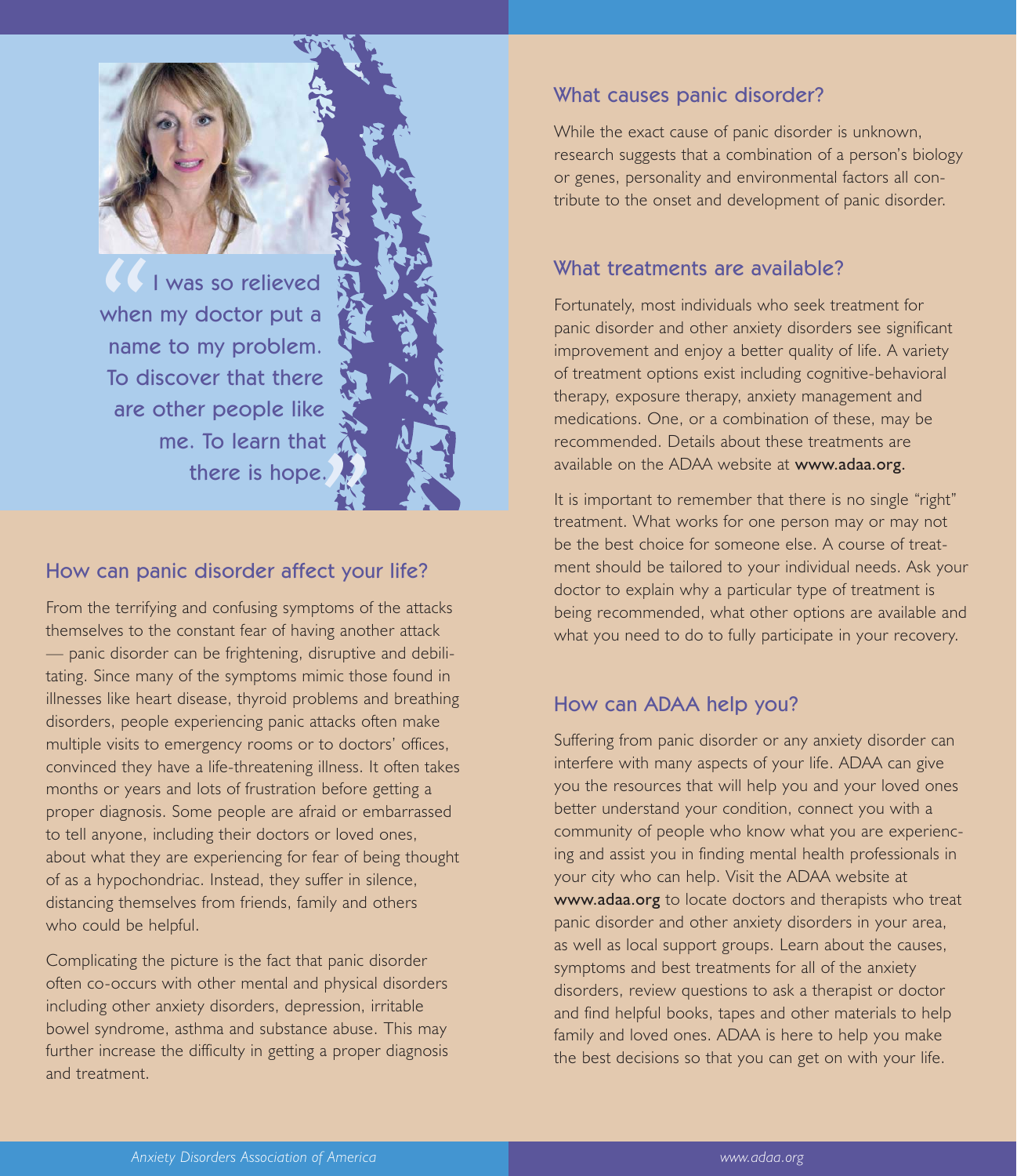> "I was so relieved when my doctor put a name to my problem. To discover that there are other people like me. To learn that there is hope."

## How can panic disorder affect your life?

From the terrifying and confusing symptoms of the attacks themselves to the constant fear of having another attack — panic disorder can be frightening, disruptive and debilitating. Since many of the symptoms mimic those found in illnesses like heart disease, thyroid problems and breathing disorders, people experiencing panic attacks often make multiple visits to emergency rooms or to doctors' offices, convinced they have a life-threatening illness. It often takes months or years and lots of frustration before getting a proper diagnosis. Some people are afraid or embarrassed to tell anyone, including their doctors or loved ones, about what they are experiencing for fear of being thought of as a hypochondriac. Instead, they suffer in silence, distancing themselves from friends, family and others who could be helpful.

Complicating the picture is the fact that panic disorder often co-occurs with other mental and physical disorders including other anxiety disorders, depression, irritable bowel syndrome, asthma and substance abuse. This may further increase the difficulty in getting a proper diagnosis and treatment.

## What causes panic disorder?

While the exact cause of panic disorder is unknown, research suggests that a combination of a person's biology or genes, personality and environmental factors all contribute to the onset and development of panic disorder.

## What treatments are available?

Fortunately, most individuals who seek treatment for panic disorder and other anxiety disorders see significant improvement and enjoy a better quality of life. A variety of treatment options exist including cognitive-behavioral therapy, exposure therapy, anxiety management and medications. One, or a combination of these, may be recommended. Details about these treatments are available on the ADAA website at **www.adaa.org.**

It is important to remember that there is no single "right" treatment. What works for one person may or may not be the best choice for someone else. A course of treatment should be tailored to your individual needs. Ask your doctor to explain why a particular type of treatment is being recommended, what other options are available and what you need to do to fully participate in your recovery.

## How can ADAA help you?

Suffering from panic disorder or any anxiety disorder can interfere with many aspects of your life. ADAA can give you the resources that will help you and your loved ones better understand your condition, connect you with a community of people who know what you are experiencing and assist you in finding mental health professionals in your city who can help. Visit the ADAA website at **www.adaa.org** to locate doctors and therapists who treat panic disorder and other anxiety disorders in your area, as well as local support groups. Learn about the causes, symptoms and best treatments for all of the anxiety disorders, review questions to ask a therapist or doctor and find helpful books, tapes and other materials to help family and loved ones. ADAA is here to help you make the best decisions so that you can get on with your life.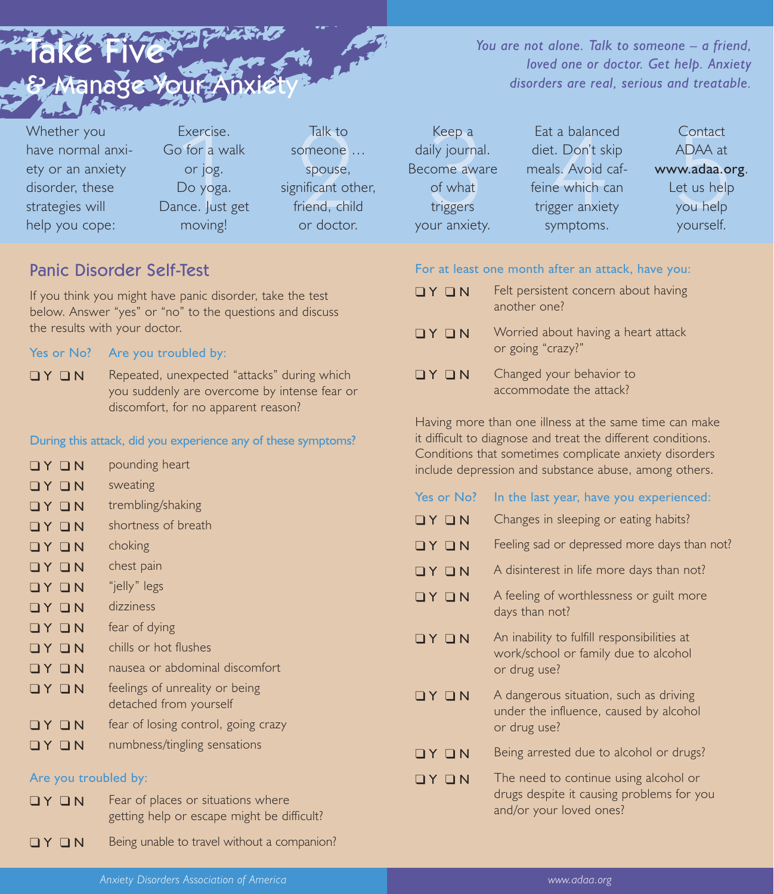# Take Five & Manage Your Anxiety

*You are not alone. Talk to someone – a friend, loved one or doctor. Get help. Anxiety disorders are real, serious and treatable.*

Whether you have normal anxiety or an anxiety disorder, these strategies will help you cope:

1. Exercise. Go for a walk or jog. Do yoga. Dance. Just get moving!
2. Talk to someone … spouse, significant other, friend, child or doctor.
3. Keep a daily journal. Become aware of what triggers your anxiety.
4. Eat a balanced diet. Don't skip meals. Avoid caffeine which can trigger anxiety symptoms.
5. Contact ADAA at **www.adaa.org**. Let us help you help yourself.

## Panic Disorder Self-Test

If you think you might have panic disorder, take the test below. Answer "yes" or "no" to the questions and discuss the results with your doctor.

**Yes or No? Are you troubled by:**

- ❑ Y ❑ N Repeated, unexpected "attacks" during which you suddenly are overcome by intense fear or discomfort, for no apparent reason?

**During this attack, did you experience any of these symptoms?**

- ❑ Y ❑ N pounding heart
- ❑ Y ❑ N sweating
- ❑ Y ❑ N trembling/shaking
- ❑ Y ❑ N shortness of breath
- ❑ Y ❑ N choking
- ❑ Y ❑ N chest pain
- ❑ Y ❑ N "jelly" legs
- ❑ Y ❑ N dizziness
- ❑ Y ❑ N fear of dying
- ❑ Y ❑ N chills or hot flushes
- ❑ Y ❑ N nausea or abdominal discomfort
- ❑ Y ❑ N feelings of unreality or being detached from yourself
- ❑ Y ❑ N fear of losing control, going crazy
- ❑ Y ❑ N numbness/tingling sensations

**Are you troubled by:**

- ❑ Y ❑ N Fear of places or situations where getting help or escape might be difficult?
- ❑ Y ❑ N Being unable to travel without a companion?

**For at least one month after an attack, have you:**

- ❑ Y ❑ N Felt persistent concern about having another one?
- ❑ Y ❑ N Worried about having a heart attack or going "crazy?"
- ❑ Y ❑ N Changed your behavior to accommodate the attack?

Having more than one illness at the same time can make it difficult to diagnose and treat the different conditions. Conditions that sometimes complicate anxiety disorders include depression and substance abuse, among others.

**Yes or No? In the last year, have you experienced:**

- ❑ Y ❑ N Changes in sleeping or eating habits?
- ❑ Y ❑ N Feeling sad or depressed more days than not?
- ❑ Y ❑ N A disinterest in life more days than not?
- ❑ Y ❑ N A feeling of worthlessness or guilt more days than not?
- ❑ Y ❑ N An inability to fulfill responsibilities at work/school or family due to alcohol or drug use?
- ❑ Y ❑ N A dangerous situation, such as driving under the influence, caused by alcohol or drug use?
- ❑ Y ❑ N Being arrested due to alcohol or drugs?
- ❑ Y ❑ N The need to continue using alcohol or drugs despite it causing problems for you and/or your loved ones?

*Anxiety Disorders Association of America* *www.adaa.org*